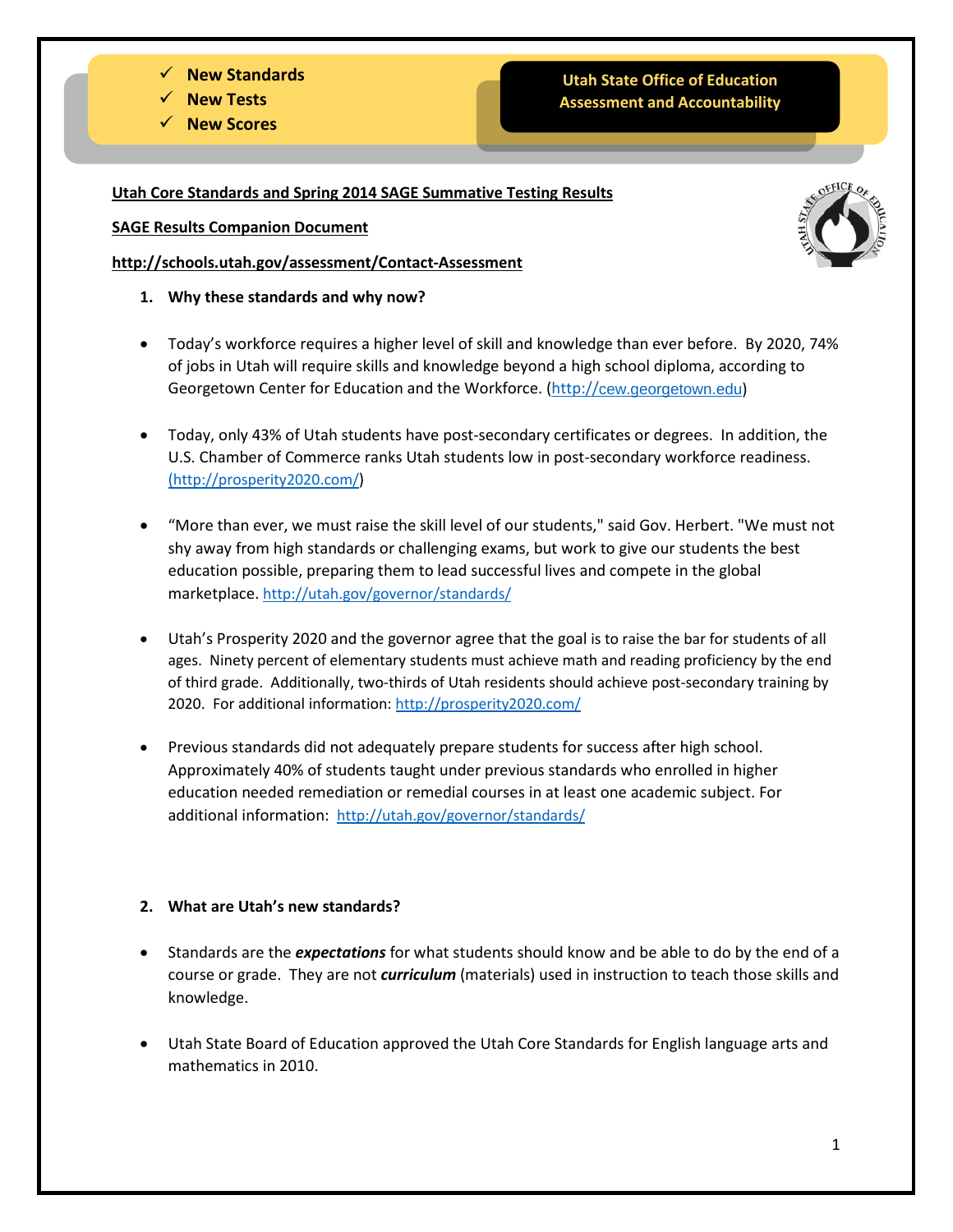- ✓ **New Standards**
- ✓ **New Tests**
- ✓ **New Scores**

**Utah State Office of Education**
**Assessment and Accountability**

**Utah Core Standards and Spring 2014 SAGE Summative Testing Results**

**SAGE Results Companion Document**

**http://schools.utah.gov/assessment/Contact-Assessment**

**1. Why these standards and why now?**

- Today's workforce requires a higher level of skill and knowledge than ever before. By 2020, 74% of jobs in Utah will require skills and knowledge beyond a high school diploma, according to Georgetown Center for Education and the Workforce. (http://cew.georgetown.edu)

- Today, only 43% of Utah students have post-secondary certificates or degrees. In addition, the U.S. Chamber of Commerce ranks Utah students low in post-secondary workforce readiness. (http://prosperity2020.com/)

- "More than ever, we must raise the skill level of our students," said Gov. Herbert. "We must not shy away from high standards or challenging exams, but work to give our students the best education possible, preparing them to lead successful lives and compete in the global marketplace. http://utah.gov/governor/standards/

- Utah's Prosperity 2020 and the governor agree that the goal is to raise the bar for students of all ages. Ninety percent of elementary students must achieve math and reading proficiency by the end of third grade. Additionally, two-thirds of Utah residents should achieve post-secondary training by 2020. For additional information: http://prosperity2020.com/

- Previous standards did not adequately prepare students for success after high school. Approximately 40% of students taught under previous standards who enrolled in higher education needed remediation or remedial courses in at least one academic subject. For additional information: http://utah.gov/governor/standards/

**2. What are Utah's new standards?**

- Standards are the ***expectations*** for what students should know and be able to do by the end of a course or grade. They are not ***curriculum*** (materials) used in instruction to teach those skills and knowledge.

- Utah State Board of Education approved the Utah Core Standards for English language arts and mathematics in 2010.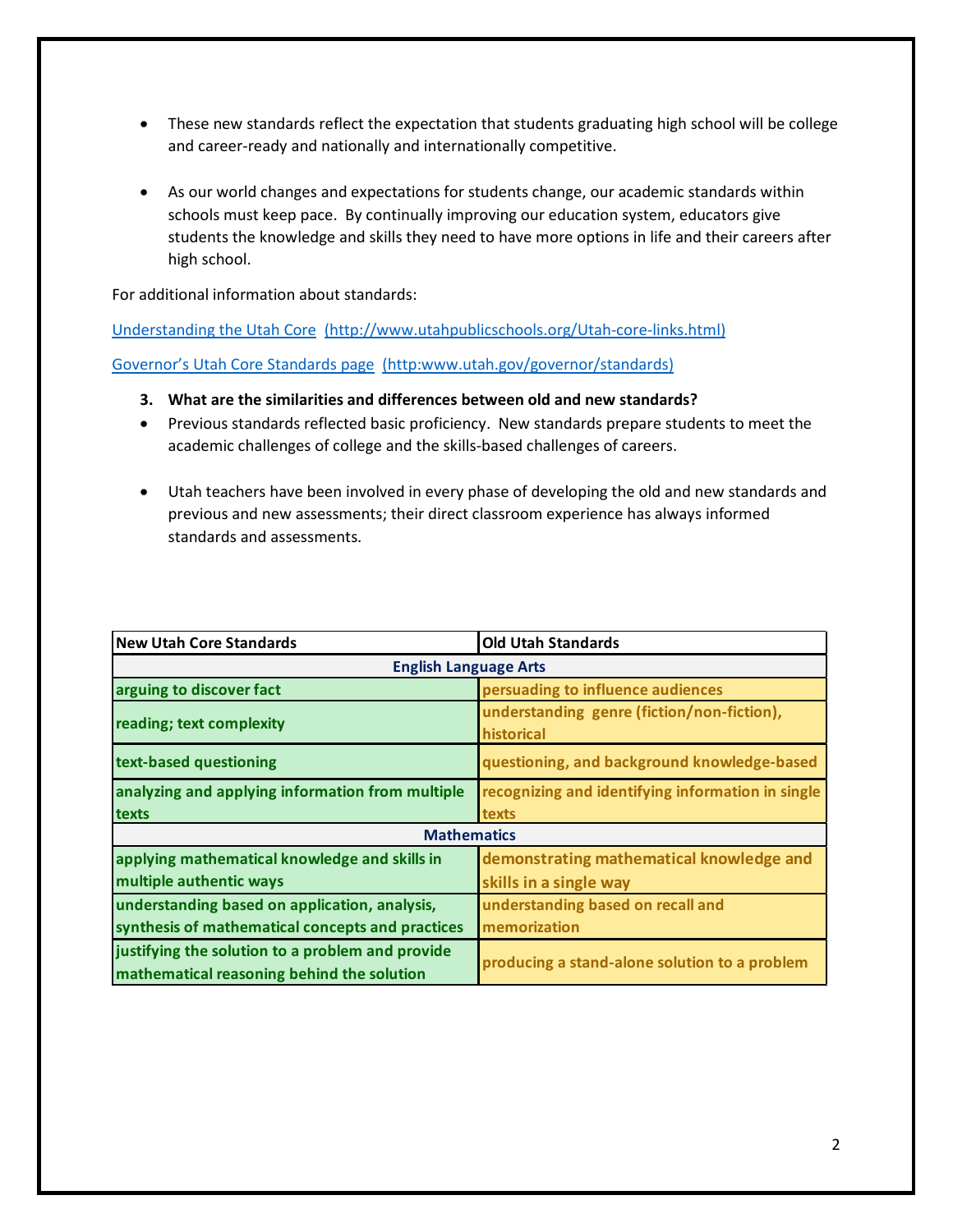- These new standards reflect the expectation that students graduating high school will be college and career-ready and nationally and internationally competitive.

- As our world changes and expectations for students change, our academic standards within schools must keep pace. By continually improving our education system, educators give students the knowledge and skills they need to have more options in life and their careers after high school.

For additional information about standards:

[Understanding the Utah Core (http://www.utahpublicschools.org/Utah-core-links.html)](http://www.utahpublicschools.org/Utah-core-links.html)

[Governor's Utah Core Standards page (http:www.utah.gov/governor/standards)](http:www.utah.gov/governor/standards)

**3. What are the similarities and differences between old and new standards?**

- Previous standards reflected basic proficiency. New standards prepare students to meet the academic challenges of college and the skills-based challenges of careers.

- Utah teachers have been involved in every phase of developing the old and new standards and previous and new assessments; their direct classroom experience has always informed standards and assessments.

| New Utah Core Standards | Old Utah Standards |
|---|---|
| **English Language Arts** | |
| arguing to discover fact | persuading to influence audiences |
| reading; text complexity | understanding genre (fiction/non-fiction), historical |
| text-based questioning | questioning, and background knowledge-based |
| analyzing and applying information from multiple texts | recognizing and identifying information in single texts |
| **Mathematics** | |
| applying mathematical knowledge and skills in multiple authentic ways | demonstrating mathematical knowledge and skills in a single way |
| understanding based on application, analysis, synthesis of mathematical concepts and practices | understanding based on recall and memorization |
| justifying the solution to a problem and provide mathematical reasoning behind the solution | producing a stand-alone solution to a problem |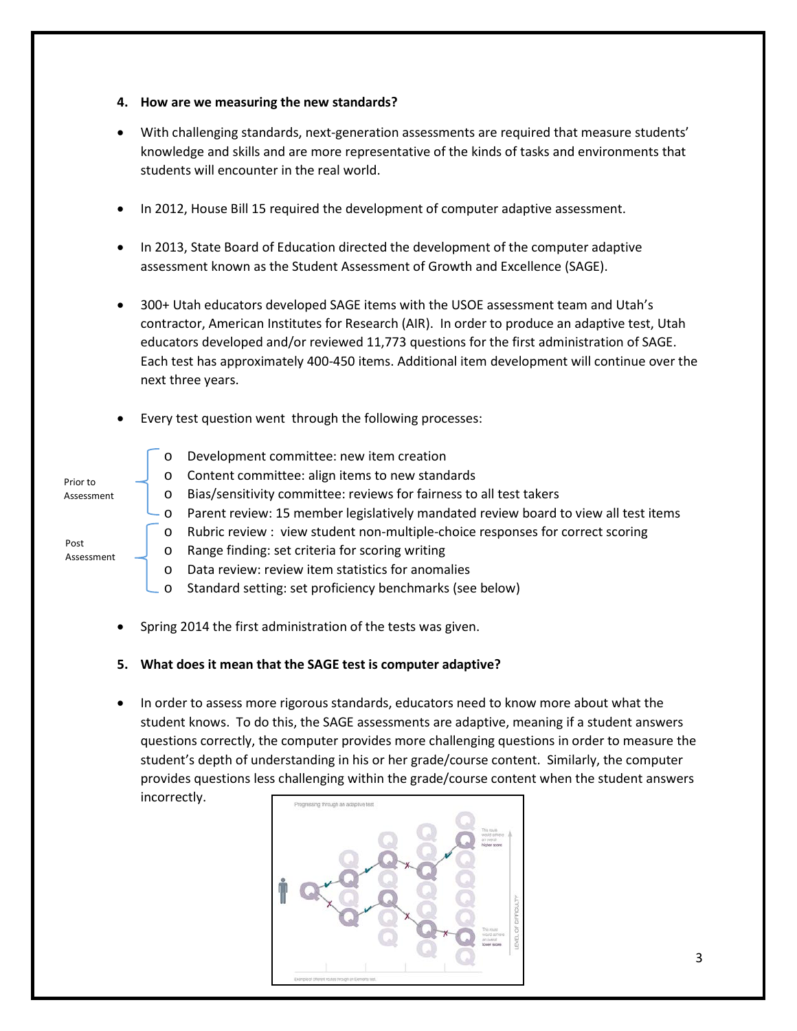**4. How are we measuring the new standards?**

- With challenging standards, next-generation assessments are required that measure students' knowledge and skills and are more representative of the kinds of tasks and environments that students will encounter in the real world.

- In 2012, House Bill 15 required the development of computer adaptive assessment.

- In 2013, State Board of Education directed the development of the computer adaptive assessment known as the Student Assessment of Growth and Excellence (SAGE).

- 300+ Utah educators developed SAGE items with the USOE assessment team and Utah's contractor, American Institutes for Research (AIR). In order to produce an adaptive test, Utah educators developed and/or reviewed 11,773 questions for the first administration of SAGE. Each test has approximately 400-450 items. Additional item development will continue over the next three years.

- Every test question went through the following processes:

  Prior to Assessment
  - Development committee: new item creation
  - Content committee: align items to new standards
  - Bias/sensitivity committee: reviews for fairness to all test takers
  - Parent review: 15 member legislatively mandated review board to view all test items

  Post Assessment
  - Rubric review : view student non-multiple-choice responses for correct scoring
  - Range finding: set criteria for scoring writing
  - Data review: review item statistics for anomalies
  - Standard setting: set proficiency benchmarks (see below)

- Spring 2014 the first administration of the tests was given.

**5. What does it mean that the SAGE test is computer adaptive?**

- In order to assess more rigorous standards, educators need to know more about what the student knows. To do this, the SAGE assessments are adaptive, meaning if a student answers questions correctly, the computer provides more challenging questions in order to measure the student's depth of understanding in his or her grade/course content. Similarly, the computer provides questions less challenging within the grade/course content when the student answers incorrectly.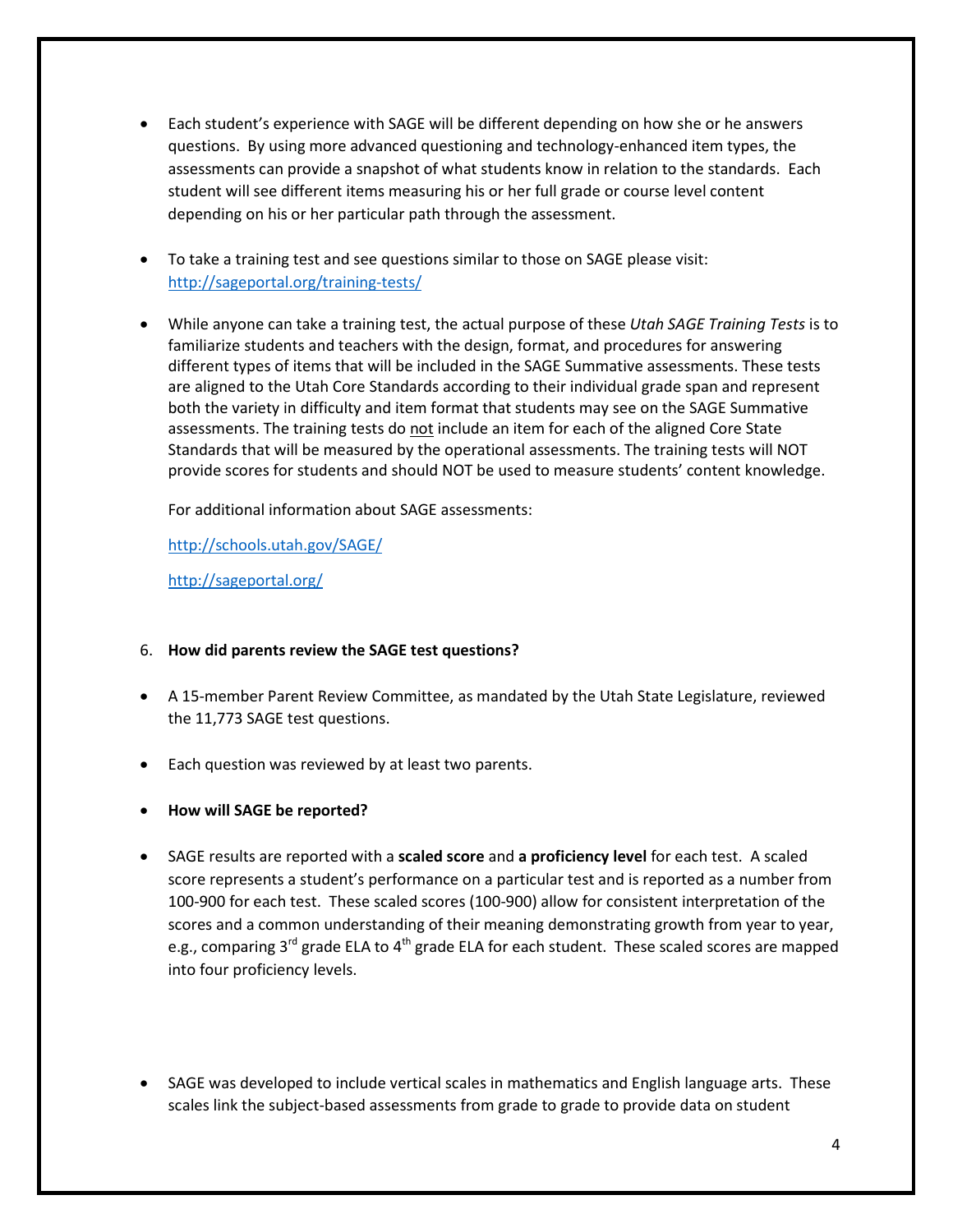- Each student's experience with SAGE will be different depending on how she or he answers questions. By using more advanced questioning and technology-enhanced item types, the assessments can provide a snapshot of what students know in relation to the standards. Each student will see different items measuring his or her full grade or course level content depending on his or her particular path through the assessment.

- To take a training test and see questions similar to those on SAGE please visit: [http://sageportal.org/training-tests/](http://sageportal.org/training-tests/)

- While anyone can take a training test, the actual purpose of these *Utah SAGE Training Tests* is to familiarize students and teachers with the design, format, and procedures for answering different types of items that will be included in the SAGE Summative assessments. These tests are aligned to the Utah Core Standards according to their individual grade span and represent both the variety in difficulty and item format that students may see on the SAGE Summative assessments. The training tests do <u>not</u> include an item for each of the aligned Core State Standards that will be measured by the operational assessments. The training tests will NOT provide scores for students and should NOT be used to measure students' content knowledge.

  For additional information about SAGE assessments:

  [http://schools.utah.gov/SAGE/](http://schools.utah.gov/SAGE/)

  [http://sageportal.org/](http://sageportal.org/)

6. **How did parents review the SAGE test questions?**

- A 15-member Parent Review Committee, as mandated by the Utah State Legislature, reviewed the 11,773 SAGE test questions.

- Each question was reviewed by at least two parents.

- **How will SAGE be reported?**

- SAGE results are reported with a **scaled score** and **a proficiency level** for each test. A scaled score represents a student's performance on a particular test and is reported as a number from 100-900 for each test. These scaled scores (100-900) allow for consistent interpretation of the scores and a common understanding of their meaning demonstrating growth from year to year, e.g., comparing 3rd grade ELA to 4th grade ELA for each student. These scaled scores are mapped into four proficiency levels.

- SAGE was developed to include vertical scales in mathematics and English language arts. These scales link the subject-based assessments from grade to grade to provide data on student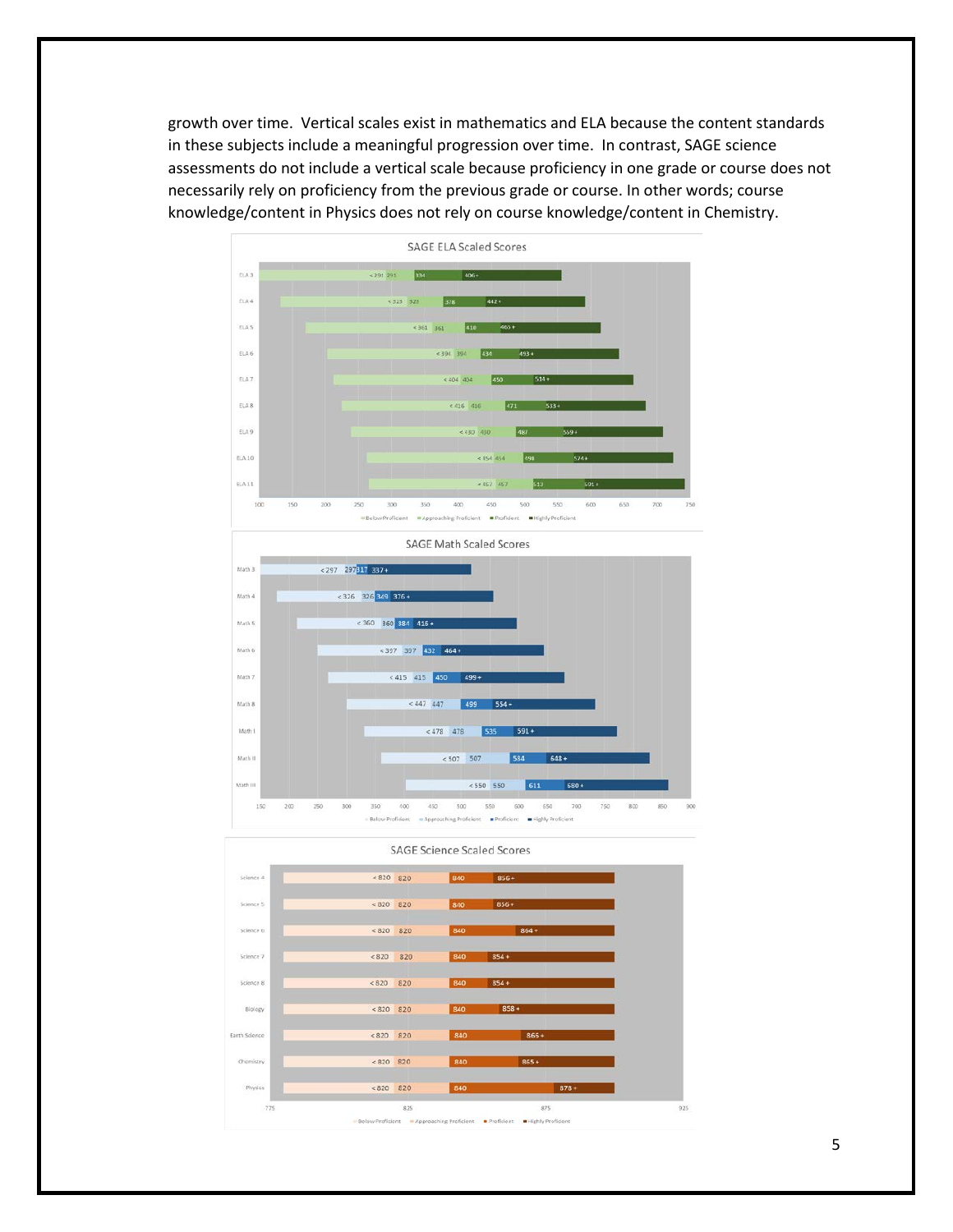growth over time. Vertical scales exist in mathematics and ELA because the content standards in these subjects include a meaningful progression over time. In contrast, SAGE science assessments do not include a vertical scale because proficiency in one grade or course does not necessarily rely on proficiency from the previous grade or course. In other words; course knowledge/content in Physics does not rely on course knowledge/content in Chemistry.

**SAGE ELA Scaled Scores**

| | Below Proficient | Approaching Proficient | Proficient | Highly Proficient |
|---|---|---|---|---|
| ELA 3 | < 291 | 291 | 334 | 406 + |
| ELA 4 | < 323 | 323 | 378 | 442 + |
| ELA 5 | < 361 | 361 | 410 | 465 + |
| ELA 6 | < 394 | 394 | 434 | 493 + |
| ELA 7 | < 404 | 404 | 450 | 514 + |
| ELA 8 | < 416 | 416 | 471 | 533 + |
| ELA 9 | < 430 | 430 | 487 | 559 + |
| ELA 10 | < 454 | 454 | 498 | 574 + |
| ELA 11 | < 457 | 457 | 513 | 591 + |

**SAGE Math Scaled Scores**

| | Below Proficient | Approaching Proficient | Proficient | Highly Proficient |
|---|---|---|---|---|
| Math 3 | < 297 | 297 | 317 | 337 + |
| Math 4 | < 326 | 326 | 349 | 376 + |
| Math 5 | < 360 | 360 | 384 | 416 + |
| Math 6 | < 397 | 397 | 432 | 464 + |
| Math 7 | < 415 | 415 | 450 | 499 + |
| Math 8 | < 447 | 447 | 499 | 554 + |
| Math I | < 478 | 478 | 535 | 591 + |
| Math II | < 507 | 507 | 584 | 648 + |
| Math III | < 550 | 550 | 611 | 680 + |

**SAGE Science Scaled Scores**

| | Below Proficient | Approaching Proficient | Proficient | Highly Proficient |
|---|---|---|---|---|
| Science 4 | < 820 | 820 | 840 | 856 + |
| Science 5 | < 820 | 820 | 840 | 856 + |
| Science 6 | < 820 | 820 | 840 | 864 + |
| Science 7 | < 820 | 820 | 840 | 854 + |
| Science 8 | < 820 | 820 | 840 | 854 + |
| Biology | < 820 | 820 | 840 | 858 + |
| Earth Science | < 820 | 820 | 840 | 866 + |
| Chemistry | < 820 | 820 | 840 | 865 + |
| Physics | < 820 | 820 | 840 | 878 + |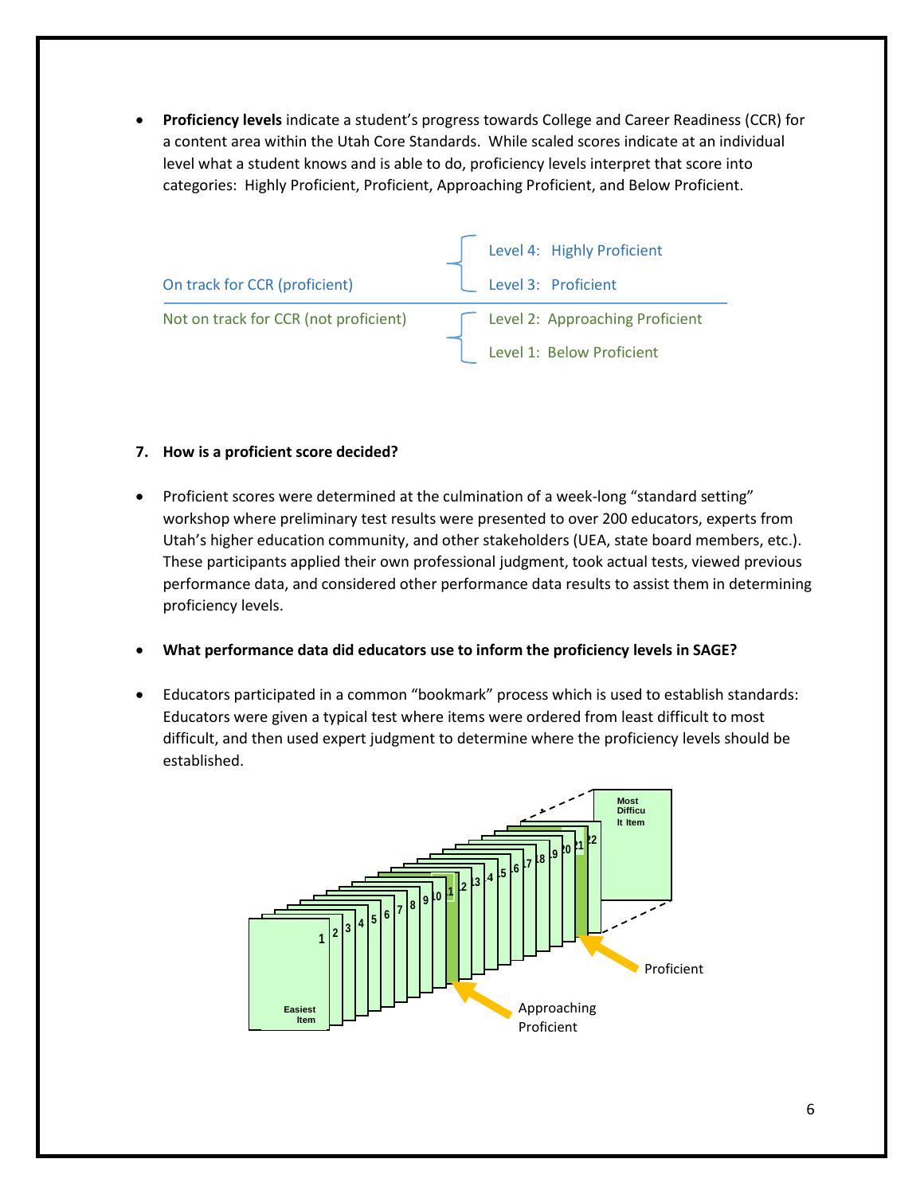- **Proficiency levels** indicate a student's progress towards College and Career Readiness (CCR) for a content area within the Utah Core Standards. While scaled scores indicate at an individual level what a student knows and is able to do, proficiency levels interpret that score into categories: Highly Proficient, Proficient, Approaching Proficient, and Below Proficient.

| | |
|---|---|
| On track for CCR (proficient) | Level 4: Highly Proficient<br>Level 3: Proficient |
| Not on track for CCR (not proficient) | Level 2: Approaching Proficient<br>Level 1: Below Proficient |

**7. How is a proficient score decided?**

- Proficient scores were determined at the culmination of a week-long "standard setting" workshop where preliminary test results were presented to over 200 educators, experts from Utah's higher education community, and other stakeholders (UEA, state board members, etc.). These participants applied their own professional judgment, took actual tests, viewed previous performance data, and considered other performance data results to assist them in determining proficiency levels.

- **What performance data did educators use to inform the proficiency levels in SAGE?**

- Educators participated in a common "bookmark" process which is used to establish standards: Educators were given a typical test where items were ordered from least difficult to most difficult, and then used expert judgment to determine where the proficiency levels should be established.

Easiest Item 1 2 3 4 5 6 7 8 9 10 11 12 13 14 15 16 17 18 19 20 21 22 Most Difficult Item

Approaching Proficient

Proficient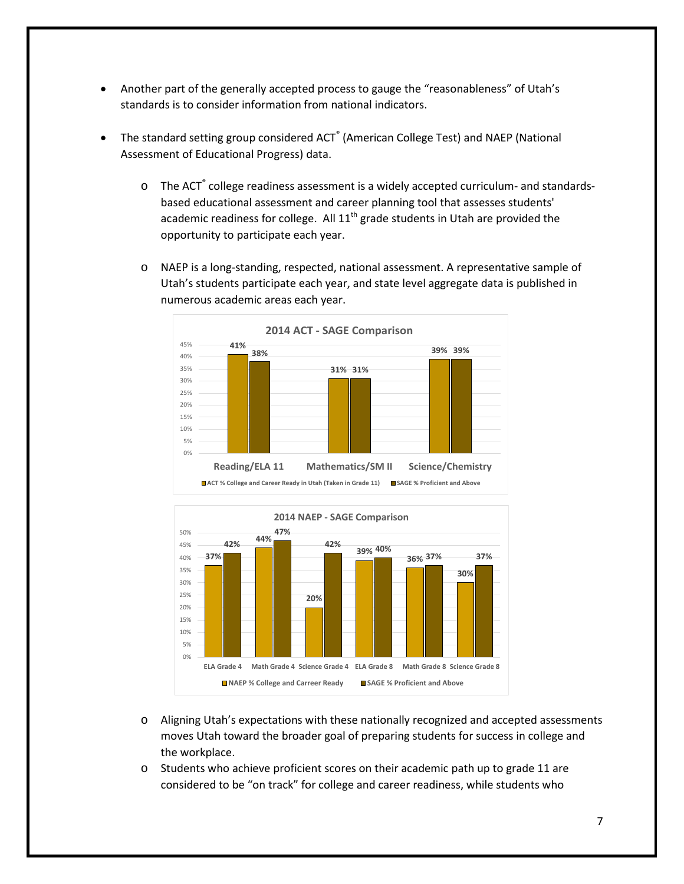- Another part of the generally accepted process to gauge the "reasonableness" of Utah's standards is to consider information from national indicators.

- The standard setting group considered ACT® (American College Test) and NAEP (National Assessment of Educational Progress) data.

  - The ACT® college readiness assessment is a widely accepted curriculum- and standards-based educational assessment and career planning tool that assesses students' academic readiness for college. All 11th grade students in Utah are provided the opportunity to participate each year.

  - NAEP is a long-standing, respected, national assessment. A representative sample of Utah's students participate each year, and state level aggregate data is published in numerous academic areas each year.

**2014 ACT - SAGE Comparison**

| | ACT % College and Career Ready in Utah (Taken in Grade 11) | SAGE % Proficient and Above |
|---|---|---|
| Reading/ELA 11 | 41% | 38% |
| Mathematics/SM II | 31% | 31% |
| Science/Chemistry | 39% | 39% |

**2014 NAEP - SAGE Comparison**

| | NAEP % College and Carreer Ready | SAGE % Proficient and Above |
|---|---|---|
| ELA Grade 4 | 37% | 42% |
| Math Grade 4 | 44% | 47% |
| Science Grade 4 | 20% | 42% |
| ELA Grade 8 | 39% | 40% |
| Math Grade 8 | 36% | 37% |
| Science Grade 8 | 30% | 37% |

  - Aligning Utah's expectations with these nationally recognized and accepted assessments moves Utah toward the broader goal of preparing students for success in college and the workplace.
  - Students who achieve proficient scores on their academic path up to grade 11 are considered to be "on track" for college and career readiness, while students who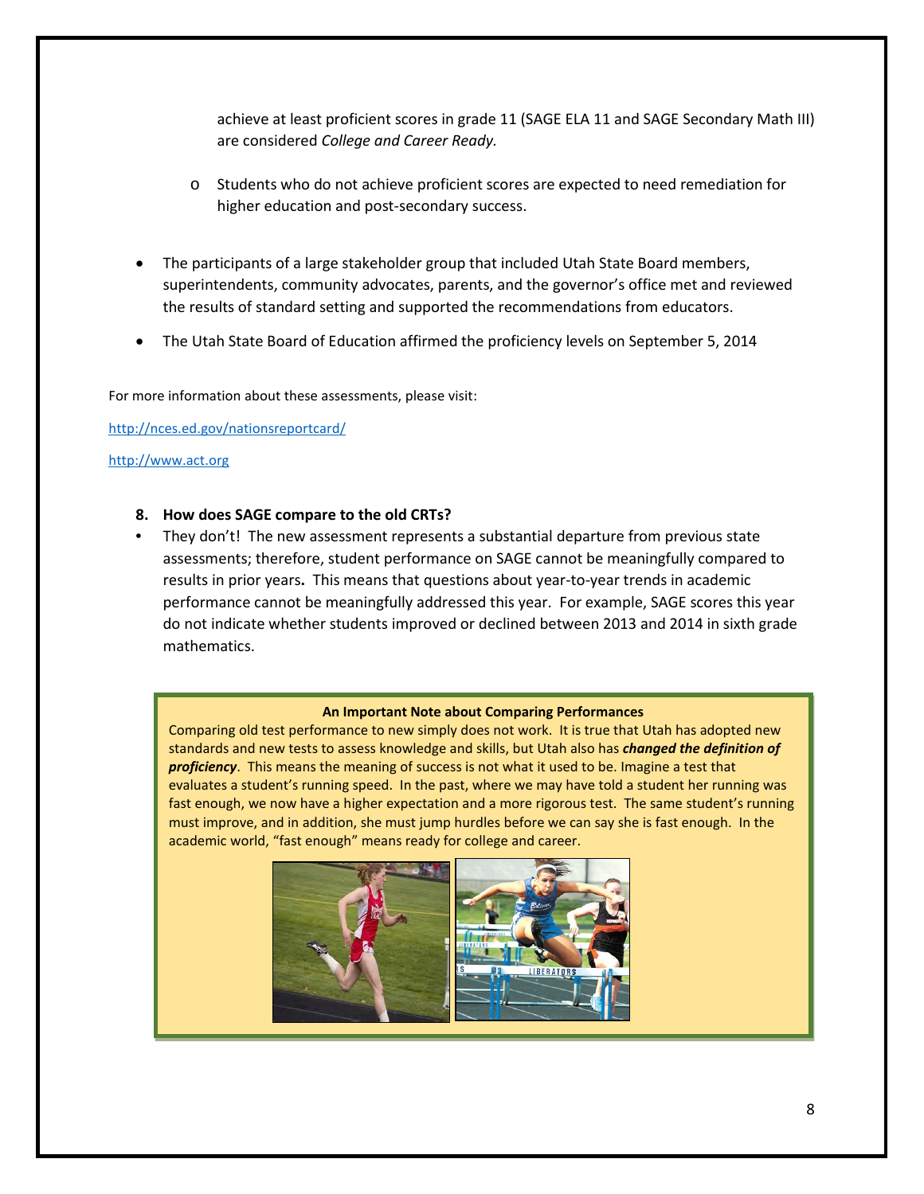achieve at least proficient scores in grade 11 (SAGE ELA 11 and SAGE Secondary Math III) are considered *College and Career Ready.*

  - Students who do not achieve proficient scores are expected to need remediation for higher education and post-secondary success.

- The participants of a large stakeholder group that included Utah State Board members, superintendents, community advocates, parents, and the governor's office met and reviewed the results of standard setting and supported the recommendations from educators.

- The Utah State Board of Education affirmed the proficiency levels on September 5, 2014

For more information about these assessments, please visit:

http://nces.ed.gov/nationsreportcard/

http://www.act.org

**8. How does SAGE compare to the old CRTs?**

- They don't! The new assessment represents a substantial departure from previous state assessments; therefore, student performance on SAGE cannot be meaningfully compared to results in prior years**.** This means that questions about year-to-year trends in academic performance cannot be meaningfully addressed this year. For example, SAGE scores this year do not indicate whether students improved or declined between 2013 and 2014 in sixth grade mathematics.

**An Important Note about Comparing Performances**

Comparing old test performance to new simply does not work. It is true that Utah has adopted new standards and new tests to assess knowledge and skills, but Utah also has ***changed the definition of proficiency***. This means the meaning of success is not what it used to be. Imagine a test that evaluates a student's running speed. In the past, where we may have told a student her running was fast enough, we now have a higher expectation and a more rigorous test. The same student's running must improve, and in addition, she must jump hurdles before we can say she is fast enough. In the academic world, "fast enough" means ready for college and career.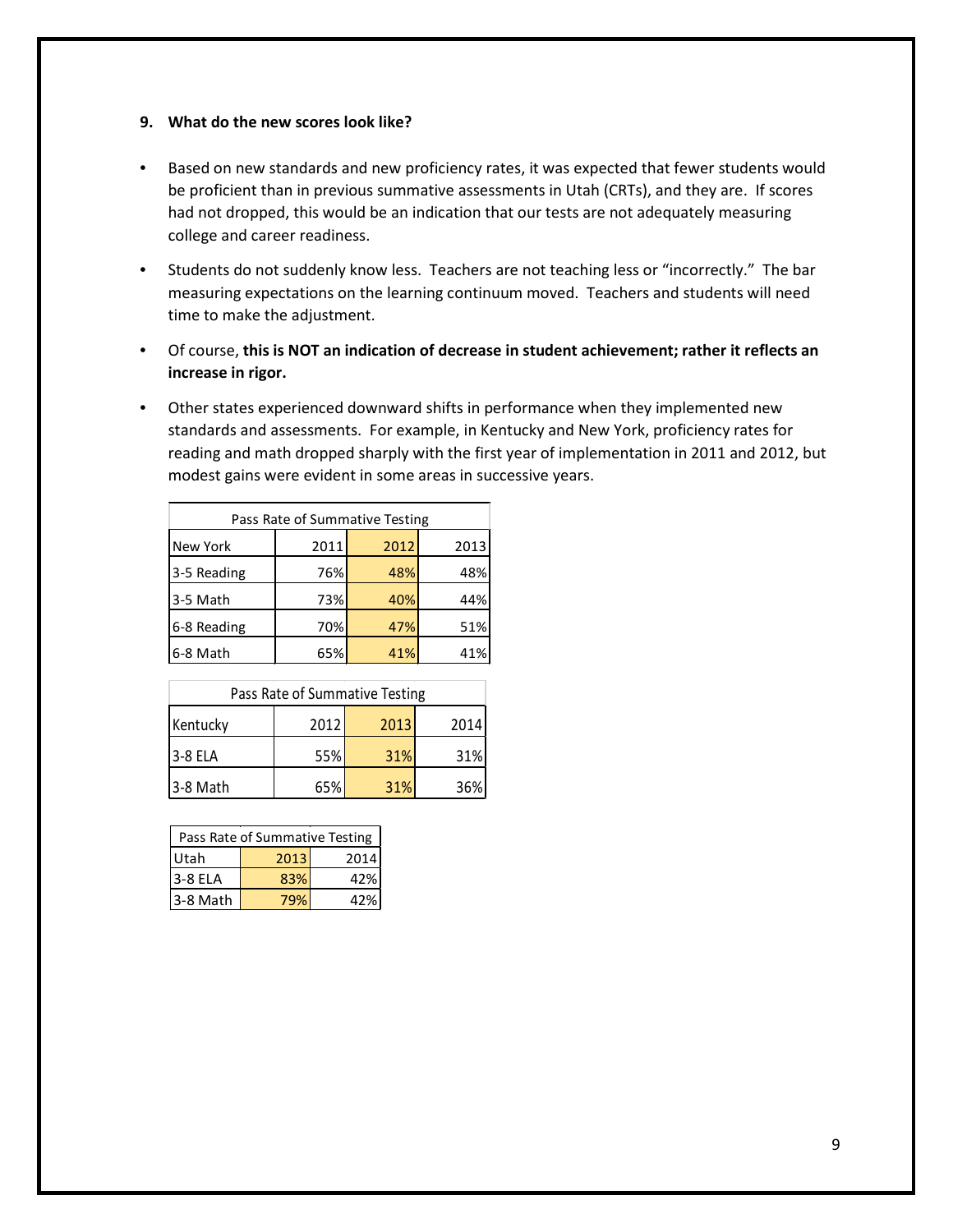## 9. What do the new scores look like?

- Based on new standards and new proficiency rates, it was expected that fewer students would be proficient than in previous summative assessments in Utah (CRTs), and they are. If scores had not dropped, this would be an indication that our tests are not adequately measuring college and career readiness.
- Students do not suddenly know less. Teachers are not teaching less or "incorrectly." The bar measuring expectations on the learning continuum moved. Teachers and students will need time to make the adjustment.
- Of course, **this is NOT an indication of decrease in student achievement; rather it reflects an increase in rigor.**
- Other states experienced downward shifts in performance when they implemented new standards and assessments. For example, in Kentucky and New York, proficiency rates for reading and math dropped sharply with the first year of implementation in 2011 and 2012, but modest gains were evident in some areas in successive years.

| Pass Rate of Summative Testing | | | |
|---|---|---|---|
| New York | 2011 | 2012 | 2013 |
| 3-5 Reading | 76% | 48% | 48% |
| 3-5 Math | 73% | 40% | 44% |
| 6-8 Reading | 70% | 47% | 51% |
| 6-8 Math | 65% | 41% | 41% |

| Pass Rate of Summative Testing | | | |
|---|---|---|---|
| Kentucky | 2012 | 2013 | 2014 |
| 3-8 ELA | 55% | 31% | 31% |
| 3-8 Math | 65% | 31% | 36% |

| Pass Rate of Summative Testing | | |
|---|---|---|
| Utah | 2013 | 2014 |
| 3-8 ELA | 83% | 42% |
| 3-8 Math | 79% | 42% |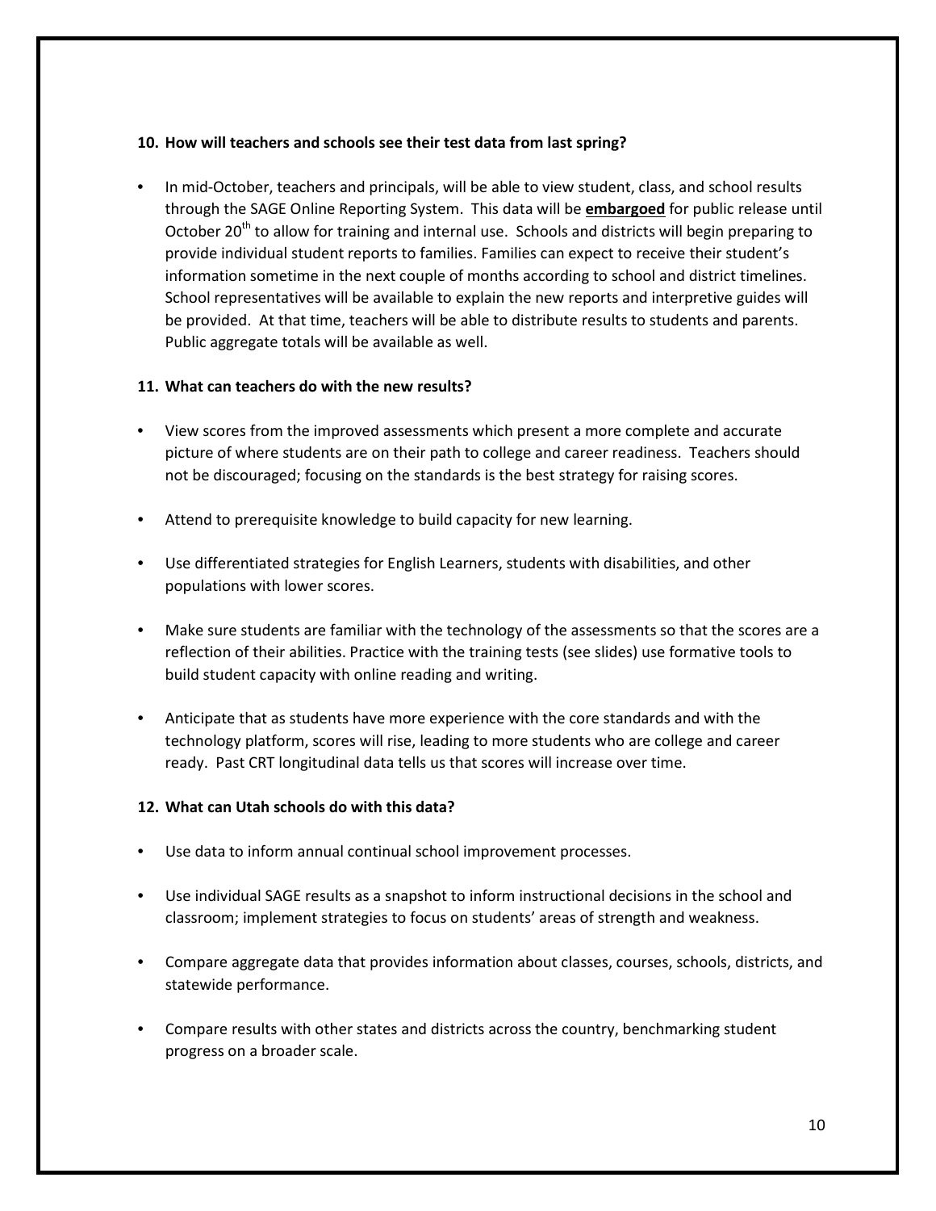**10. How will teachers and schools see their test data from last spring?**

- In mid-October, teachers and principals, will be able to view student, class, and school results through the SAGE Online Reporting System. This data will be **embargoed** for public release until October 20th to allow for training and internal use. Schools and districts will begin preparing to provide individual student reports to families. Families can expect to receive their student's information sometime in the next couple of months according to school and district timelines. School representatives will be available to explain the new reports and interpretive guides will be provided. At that time, teachers will be able to distribute results to students and parents. Public aggregate totals will be available as well.

**11. What can teachers do with the new results?**

- View scores from the improved assessments which present a more complete and accurate picture of where students are on their path to college and career readiness. Teachers should not be discouraged; focusing on the standards is the best strategy for raising scores.
- Attend to prerequisite knowledge to build capacity for new learning.
- Use differentiated strategies for English Learners, students with disabilities, and other populations with lower scores.
- Make sure students are familiar with the technology of the assessments so that the scores are a reflection of their abilities. Practice with the training tests (see slides) use formative tools to build student capacity with online reading and writing.
- Anticipate that as students have more experience with the core standards and with the technology platform, scores will rise, leading to more students who are college and career ready. Past CRT longitudinal data tells us that scores will increase over time.

**12. What can Utah schools do with this data?**

- Use data to inform annual continual school improvement processes.
- Use individual SAGE results as a snapshot to inform instructional decisions in the school and classroom; implement strategies to focus on students' areas of strength and weakness.
- Compare aggregate data that provides information about classes, courses, schools, districts, and statewide performance.
- Compare results with other states and districts across the country, benchmarking student progress on a broader scale.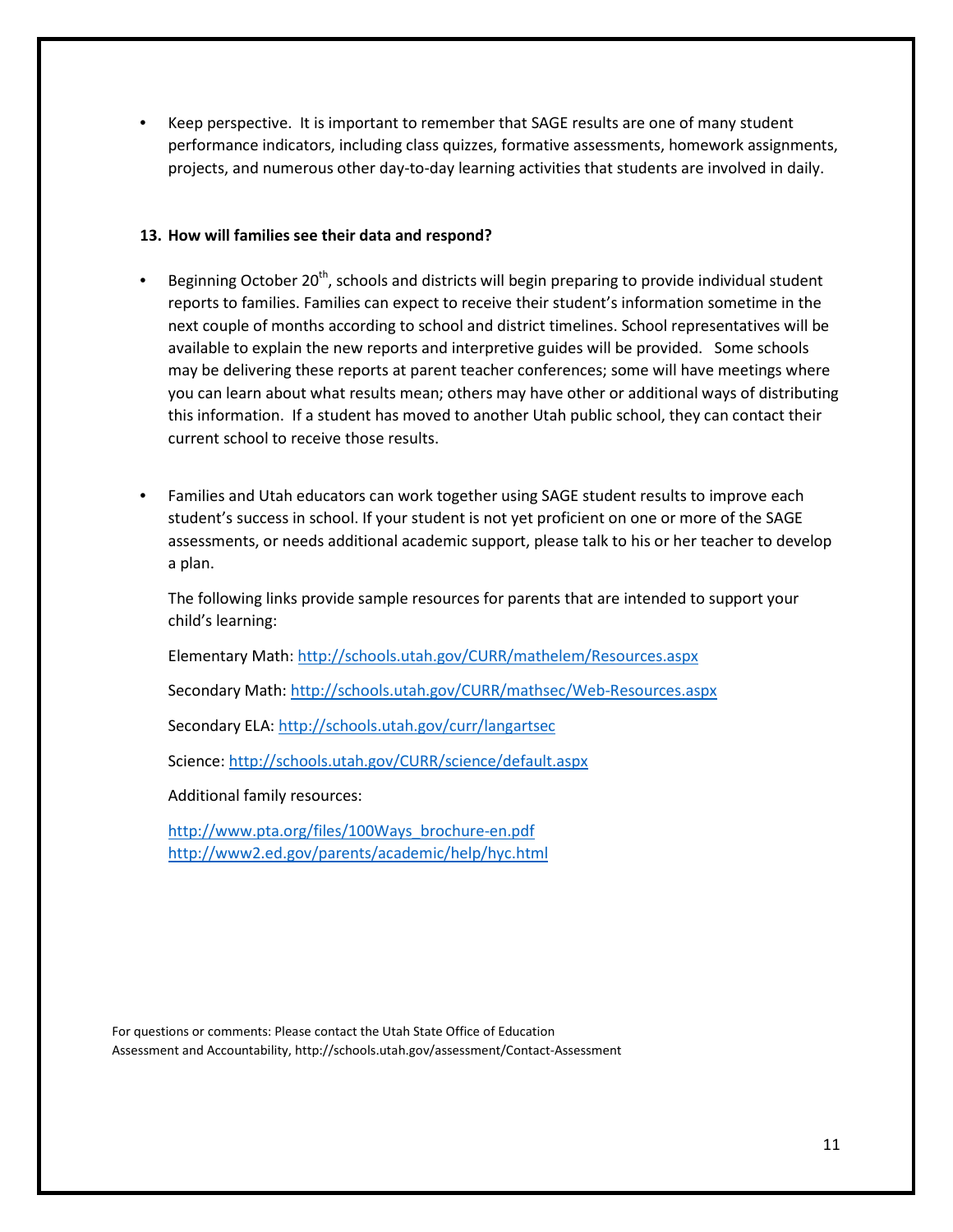- Keep perspective. It is important to remember that SAGE results are one of many student performance indicators, including class quizzes, formative assessments, homework assignments, projects, and numerous other day-to-day learning activities that students are involved in daily.

**13. How will families see their data and respond?**

- Beginning October 20th, schools and districts will begin preparing to provide individual student reports to families. Families can expect to receive their student's information sometime in the next couple of months according to school and district timelines. School representatives will be available to explain the new reports and interpretive guides will be provided. Some schools may be delivering these reports at parent teacher conferences; some will have meetings where you can learn about what results mean; others may have other or additional ways of distributing this information. If a student has moved to another Utah public school, they can contact their current school to receive those results.

- Families and Utah educators can work together using SAGE student results to improve each student's success in school. If your student is not yet proficient on one or more of the SAGE assessments, or needs additional academic support, please talk to his or her teacher to develop a plan.

  The following links provide sample resources for parents that are intended to support your child's learning:

  Elementary Math: http://schools.utah.gov/CURR/mathelem/Resources.aspx

  Secondary Math: http://schools.utah.gov/CURR/mathsec/Web-Resources.aspx

  Secondary ELA: http://schools.utah.gov/curr/langartsec

  Science: http://schools.utah.gov/CURR/science/default.aspx

  Additional family resources:

  http://www.pta.org/files/100Ways_brochure-en.pdf
  http://www2.ed.gov/parents/academic/help/hyc.html

For questions or comments: Please contact the Utah State Office of Education
Assessment and Accountability, http://schools.utah.gov/assessment/Contact-Assessment